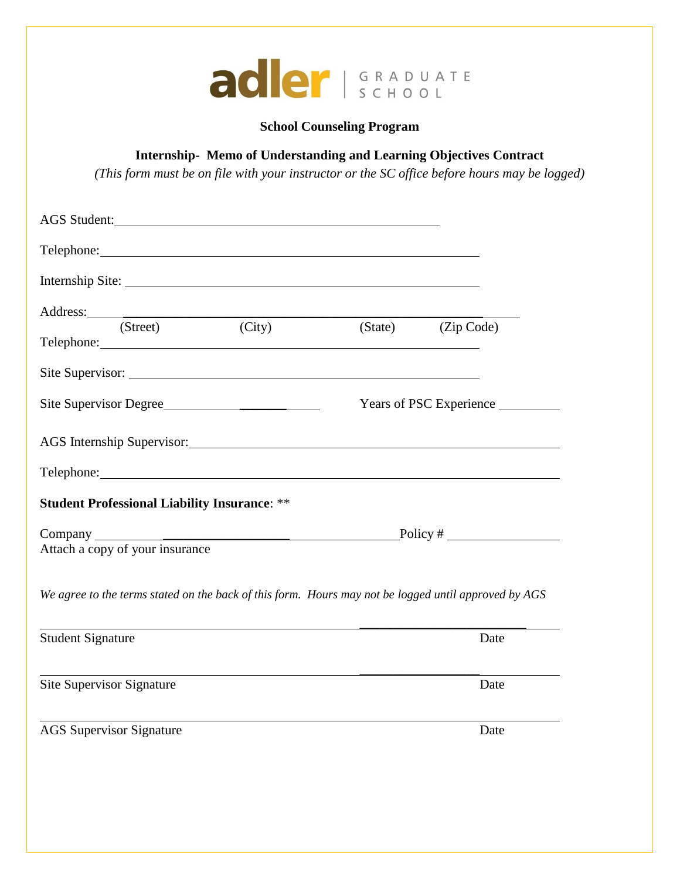adler | GRADUATE SCHOOL

**School Counseling Program**

**Internship- Memo of Understanding and Learning Objectives Contract**

*(This form must be on file with your instructor or the SC office before hours may be logged)*

AGS Student: ______________________________________________

Telephone: ______________________________________________

Internship Site: ______________________________________________

Address: ______________________________________________
(Street) (City) (State) (Zip Code)

Telephone: ______________________________________________

Site Supervisor: ______________________________________________

Site Supervisor Degree ______________________ Years of PSC Experience __________

AGS Internship Supervisor: ______________________________________________

Telephone: ______________________________________________

**Student Professional Liability Insurance**: **

Company ______________________________ Policy # ________________
Attach a copy of your insurance

*We agree to the terms stated on the back of this form. Hours may not be logged until approved by AGS*

______________________________________________

Student Signature Date

______________________________________________

Site Supervisor Signature Date

______________________________________________

AGS Supervisor Signature Date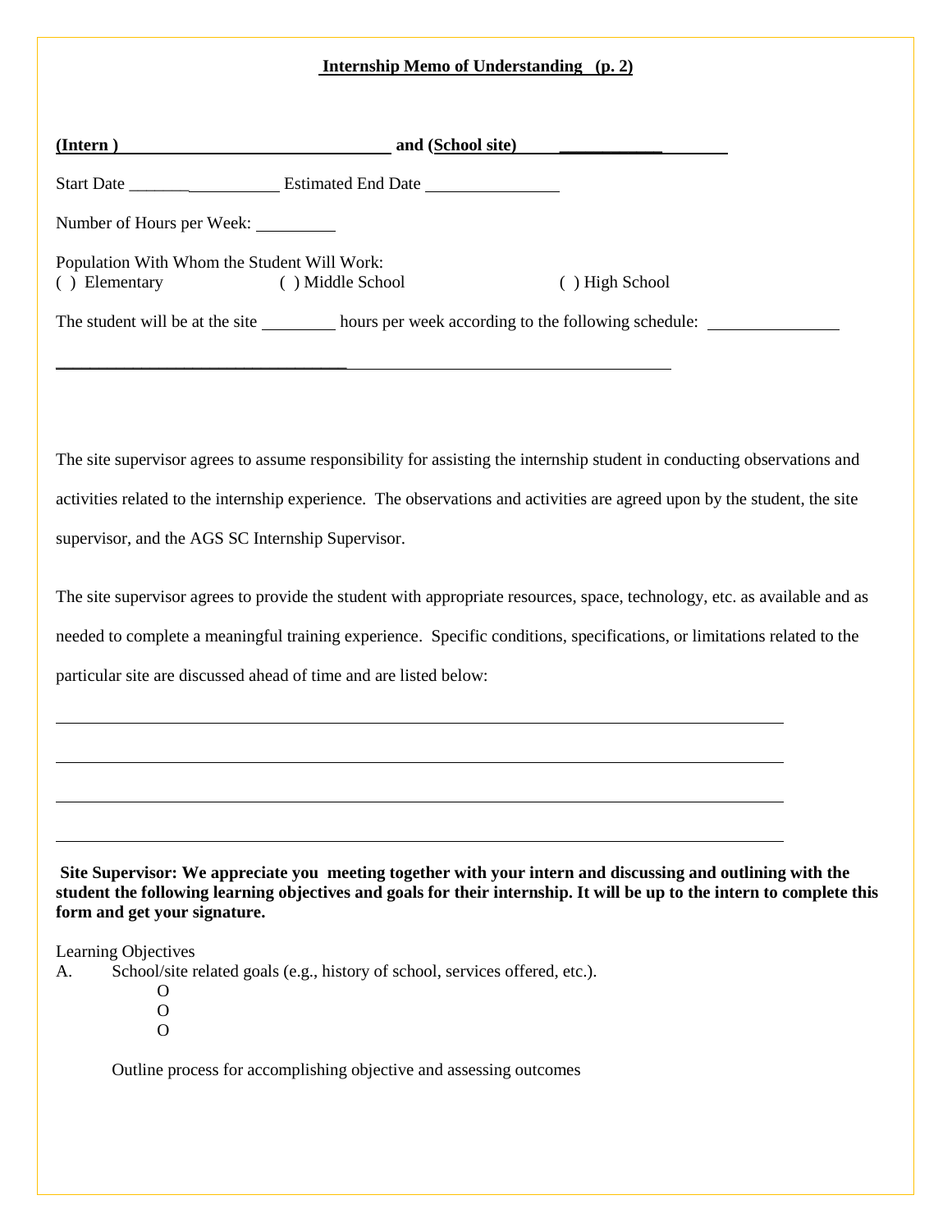**Internship Memo of Understanding (p. 2)**

**(Intern )** ______________________________ **and (School site)** ____________________

Start Date __________________ Estimated End Date _______________

Number of Hours per Week: _________

Population With Whom the Student Will Work:
( ) Elementary ( ) Middle School ( ) High School

The student will be at the site ________ hours per week according to the following schedule: _______________

_________________________________________________________________________

The site supervisor agrees to assume responsibility for assisting the internship student in conducting observations and activities related to the internship experience. The observations and activities are agreed upon by the student, the site supervisor, and the AGS SC Internship Supervisor.

The site supervisor agrees to provide the student with appropriate resources, space, technology, etc. as available and as needed to complete a meaningful training experience. Specific conditions, specifications, or limitations related to the particular site are discussed ahead of time and are listed below:

_________________________________________________________________________

_________________________________________________________________________

_________________________________________________________________________

_________________________________________________________________________

**Site Supervisor: We appreciate you meeting together with your intern and discussing and outlining with the student the following learning objectives and goals for their internship. It will be up to the intern to complete this form and get your signature.**

Learning Objectives

A. School/site related goals (e.g., history of school, services offered, etc.).
   - O
   - O
   - O

   Outline process for accomplishing objective and assessing outcomes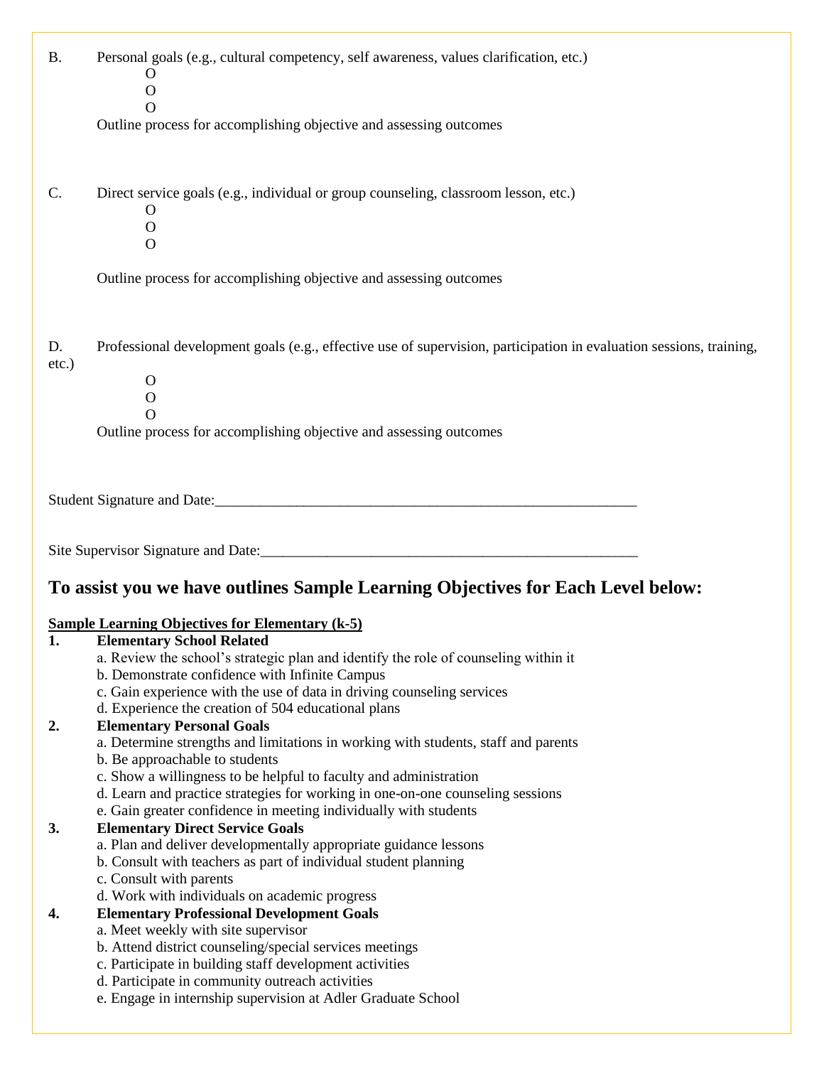B. Personal goals (e.g., cultural competency, self awareness, values clarification, etc.)

- O
- O
- O

Outline process for accomplishing objective and assessing outcomes

C. Direct service goals (e.g., individual or group counseling, classroom lesson, etc.)

- O
- O
- O

Outline process for accomplishing objective and assessing outcomes

D. Professional development goals (e.g., effective use of supervision, participation in evaluation sessions, training, etc.)

- O
- O
- O

Outline process for accomplishing objective and assessing outcomes

Student Signature and Date:___________________________________________________________

Site Supervisor Signature and Date:______________________________________________________

## To assist you we have outlines Sample Learning Objectives for Each Level below:

**Sample Learning Objectives for Elementary (k-5)**

**1. Elementary School Related**

a. Review the school's strategic plan and identify the role of counseling within it
b. Demonstrate confidence with Infinite Campus
c. Gain experience with the use of data in driving counseling services
d. Experience the creation of 504 educational plans

**2. Elementary Personal Goals**

a. Determine strengths and limitations in working with students, staff and parents
b. Be approachable to students
c. Show a willingness to be helpful to faculty and administration
d. Learn and practice strategies for working in one-on-one counseling sessions
e. Gain greater confidence in meeting individually with students

**3. Elementary Direct Service Goals**

a. Plan and deliver developmentally appropriate guidance lessons
b. Consult with teachers as part of individual student planning
c. Consult with parents
d. Work with individuals on academic progress

**4. Elementary Professional Development Goals**

a. Meet weekly with site supervisor
b. Attend district counseling/special services meetings
c. Participate in building staff development activities
d. Participate in community outreach activities
e. Engage in internship supervision at Adler Graduate School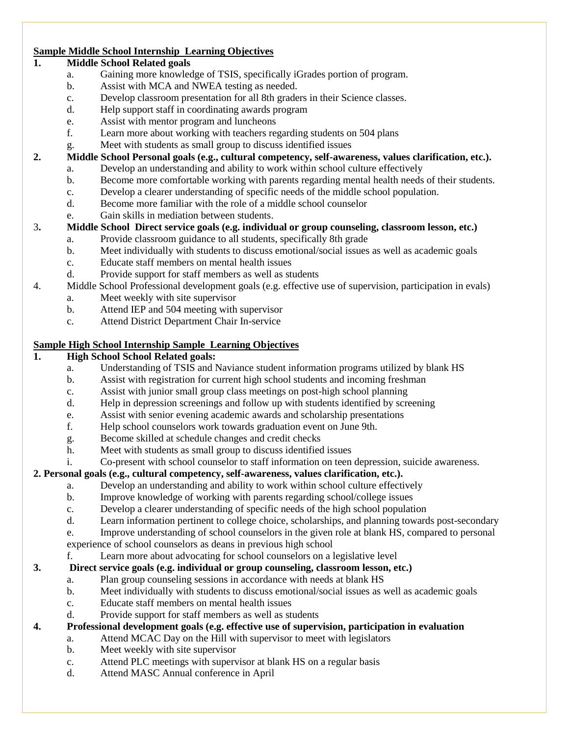**Sample Middle School Internship Learning Objectives**

1. **Middle School Related goals**
   a. Gaining more knowledge of TSIS, specifically iGrades portion of program.
   b. Assist with MCA and NWEA testing as needed.
   c. Develop classroom presentation for all 8th graders in their Science classes.
   d. Help support staff in coordinating awards program
   e. Assist with mentor program and luncheons
   f. Learn more about working with teachers regarding students on 504 plans
   g. Meet with students as small group to discuss identified issues
2. **Middle School Personal goals (e.g., cultural competency, self-awareness, values clarification, etc.).**
   a. Develop an understanding and ability to work within school culture effectively
   b. Become more comfortable working with parents regarding mental health needs of their students.
   c. Develop a clearer understanding of specific needs of the middle school population.
   d. Become more familiar with the role of a middle school counselor
   e. Gain skills in mediation between students.
3. **Middle School Direct service goals (e.g. individual or group counseling, classroom lesson, etc.)**
   a. Provide classroom guidance to all students, specifically 8th grade
   b. Meet individually with students to discuss emotional/social issues as well as academic goals
   c. Educate staff members on mental health issues
   d. Provide support for staff members as well as students
4. Middle School Professional development goals (e.g. effective use of supervision, participation in evals)
   a. Meet weekly with site supervisor
   b. Attend IEP and 504 meeting with supervisor
   c. Attend District Department Chair In-service

**Sample High School Internship Sample Learning Objectives**

1. **High School School Related goals:**
   a. Understanding of TSIS and Naviance student information programs utilized by blank HS
   b. Assist with registration for current high school students and incoming freshman
   c. Assist with junior small group class meetings on post-high school planning
   d. Help in depression screenings and follow up with students identified by screening
   e. Assist with senior evening academic awards and scholarship presentations
   f. Help school counselors work towards graduation event on June 9th.
   g. Become skilled at schedule changes and credit checks
   h. Meet with students as small group to discuss identified issues
   i. Co-present with school counselor to staff information on teen depression, suicide awareness.
2. **Personal goals (e.g., cultural competency, self-awareness, values clarification, etc.).**
   a. Develop an understanding and ability to work within school culture effectively
   b. Improve knowledge of working with parents regarding school/college issues
   c. Develop a clearer understanding of specific needs of the high school population
   d. Learn information pertinent to college choice, scholarships, and planning towards post-secondary
   e. Improve understanding of school counselors in the given role at blank HS, compared to personal experience of school counselors as deans in previous high school
   f. Learn more about advocating for school counselors on a legislative level
3. **Direct service goals (e.g. individual or group counseling, classroom lesson, etc.)**
   a. Plan group counseling sessions in accordance with needs at blank HS
   b. Meet individually with students to discuss emotional/social issues as well as academic goals
   c. Educate staff members on mental health issues
   d. Provide support for staff members as well as students
4. **Professional development goals (e.g. effective use of supervision, participation in evaluation**
   a. Attend MCAC Day on the Hill with supervisor to meet with legislators
   b. Meet weekly with site supervisor
   c. Attend PLC meetings with supervisor at blank HS on a regular basis
   d. Attend MASC Annual conference in April